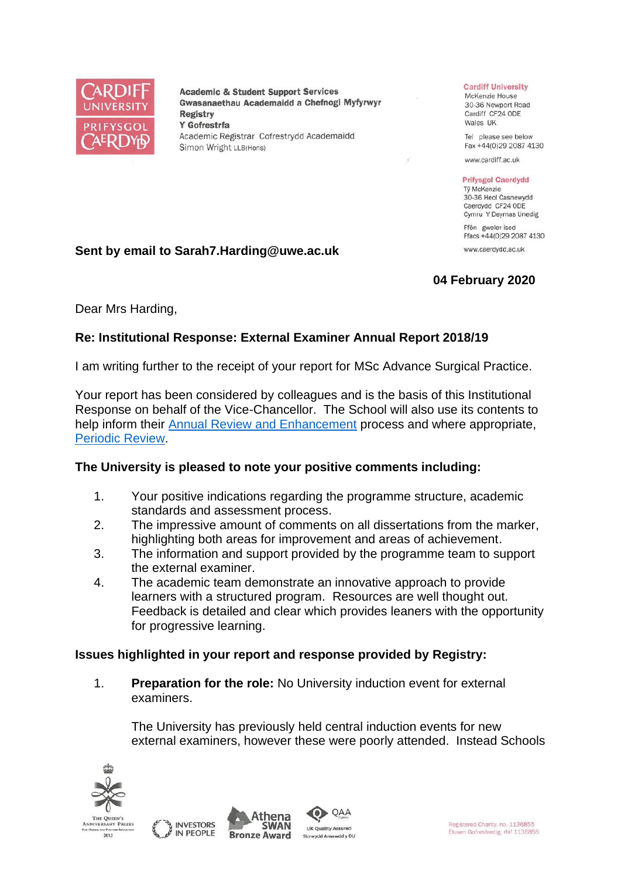Academic & Student Support Services
Gwasanaethau Academaidd a Chefnogi Myfyrwyr
**Registry**
**Y Gofrestrfa**
Academic Registrar Cofrestrydd Academaidd
Simon Wright LLB(Hons)

**Cardiff University**
McKenzie House
30-36 Newport Road
Cardiff CF24 0DE
Wales UK

Tel please see below
Fax +44(0)29 2087 4130

www.cardiff.ac.uk

**Prifysgol Caerdydd**
Tŷ McKenzie
30-36 Heol Casnewydd
Caerdydd CF24 0DE
Cymru Y Deyrnas Unedig

Ffôn gweler isod
Ffacs +44(0)29 2087 4130

www.caerdydd.ac.uk

**Sent by email to Sarah7.Harding@uwe.ac.uk**

**04 February 2020**

Dear Mrs Harding,

**Re: Institutional Response: External Examiner Annual Report 2018/19**

I am writing further to the receipt of your report for MSc Advance Surgical Practice.

Your report has been considered by colleagues and is the basis of this Institutional Response on behalf of the Vice-Chancellor. The School will also use its contents to help inform their Annual Review and Enhancement process and where appropriate, Periodic Review.

**The University is pleased to note your positive comments including:**

1. Your positive indications regarding the programme structure, academic standards and assessment process.
2. The impressive amount of comments on all dissertations from the marker, highlighting both areas for improvement and areas of achievement.
3. The information and support provided by the programme team to support the external examiner.
4. The academic team demonstrate an innovative approach to provide learners with a structured program. Resources are well thought out. Feedback is detailed and clear which provides leaners with the opportunity for progressive learning.

**Issues highlighted in your report and response provided by Registry:**

1. **Preparation for the role:** No University induction event for external examiners.

   The University has previously held central induction events for new external examiners, however these were poorly attended. Instead Schools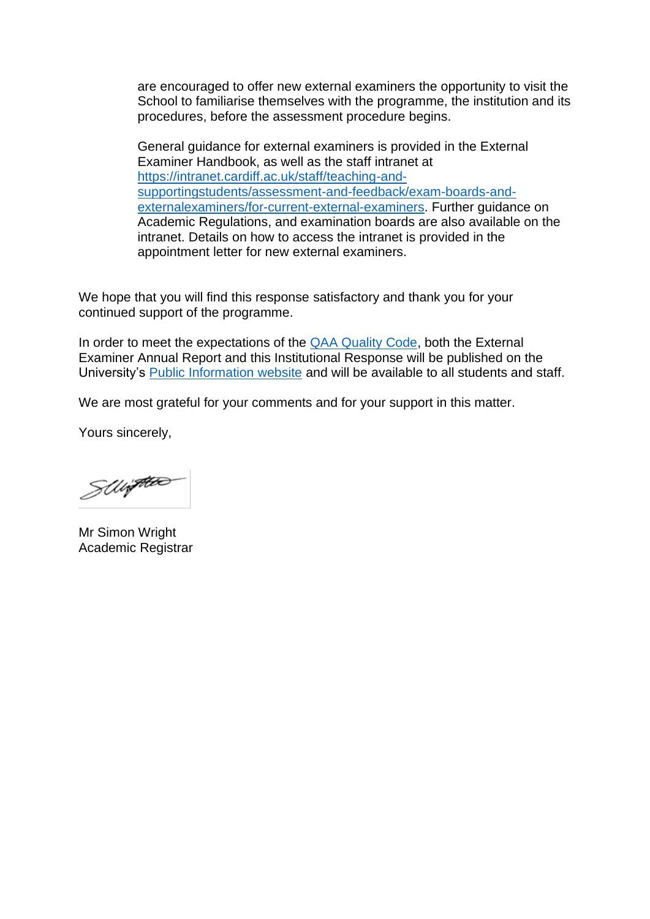are encouraged to offer new external examiners the opportunity to visit the School to familiarise themselves with the programme, the institution and its procedures, before the assessment procedure begins.

General guidance for external examiners is provided in the External Examiner Handbook, as well as the staff intranet at [https://intranet.cardiff.ac.uk/staff/teaching-and-supportingstudents/assessment-and-feedback/exam-boards-and-externalexaminers/for-current-external-examiners](https://intranet.cardiff.ac.uk/staff/teaching-and-supportingstudents/assessment-and-feedback/exam-boards-and-externalexaminers/for-current-external-examiners). Further guidance on Academic Regulations, and examination boards are also available on the intranet. Details on how to access the intranet is provided in the appointment letter for new external examiners.

We hope that you will find this response satisfactory and thank you for your continued support of the programme.

In order to meet the expectations of the QAA Quality Code, both the External Examiner Annual Report and this Institutional Response will be published on the University's Public Information website and will be available to all students and staff.

We are most grateful for your comments and for your support in this matter.

Yours sincerely,

Mr Simon Wright
Academic Registrar